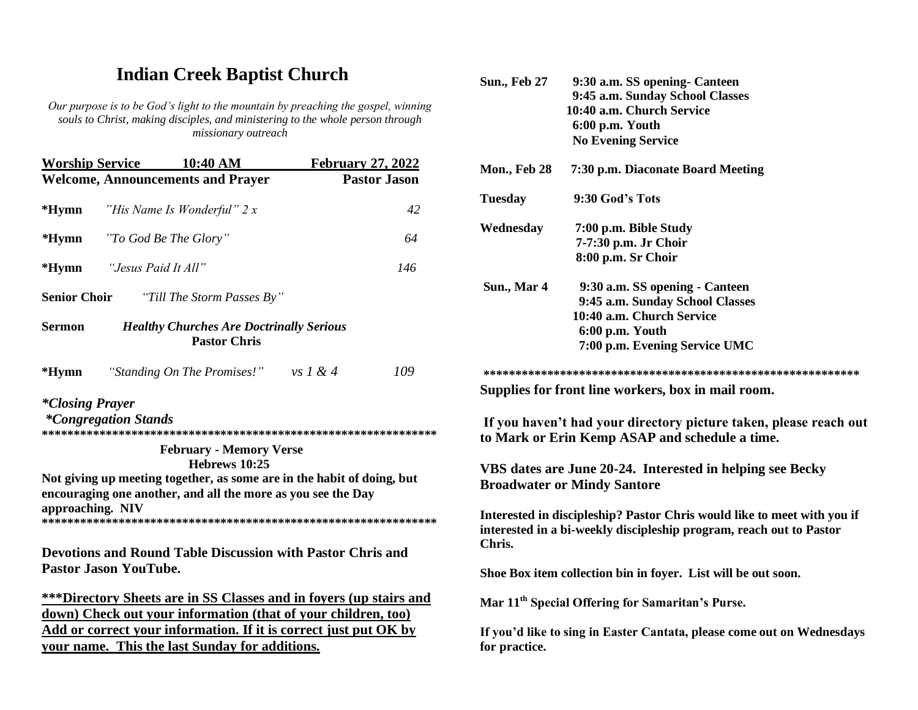# Indian Creek Baptist Church

*Our purpose is to be God's light to the mountain by preaching the gospel, winning souls to Christ, making disciples, and ministering to the whole person through missionary outreach*

**Worship Service 10:40 AM February 27, 2022**

**Welcome, Announcements and Prayer** **Pastor Jason**

**\*Hymn** *"His Name Is Wonderful" 2 x* 42

**\*Hymn** *"To God Be The Glory"* 64

**\*Hymn** *"Jesus Paid It All"* 146

**Senior Choir** *"Till The Storm Passes By"*

**Sermon** ***Healthy Churches Are Doctrinally Serious***
**Pastor Chris**

**\*Hymn** *"Standing On The Promises!" vs 1 & 4* 109

***\*Closing Prayer***
***\*Congregation Stands***

\*\*\*\*\*\*\*\*\*\*\*\*\*\*\*\*\*\*\*\*\*\*\*\*\*\*\*\*\*\*\*\*\*\*\*\*\*\*\*\*\*\*\*\*\*\*\*\*\*\*\*\*\*\*\*\*\*\*\*\*\*\*

**February - Memory Verse**
**Hebrews 10:25**

**Not giving up meeting together, as some are in the habit of doing, but encouraging one another, and all the more as you see the Day approaching. NIV**

\*\*\*\*\*\*\*\*\*\*\*\*\*\*\*\*\*\*\*\*\*\*\*\*\*\*\*\*\*\*\*\*\*\*\*\*\*\*\*\*\*\*\*\*\*\*\*\*\*\*\*\*\*\*\*\*\*\*\*\*\*\*

**Devotions and Round Table Discussion with Pastor Chris and Pastor Jason YouTube.**

**<u>\*\*\*Directory Sheets are in SS Classes and in foyers (up stairs and down) Check out your information (that of your children, too) Add or correct your information. If it is correct just put OK by your name. This the last Sunday for additions.</u>**

**Sun., Feb 27**
**9:30 a.m. SS opening- Canteen**
**9:45 a.m. Sunday School Classes**
**10:40 a.m. Church Service**
**6:00 p.m. Youth**
**No Evening Service**

**Mon., Feb 28** **7:30 p.m. Diaconate Board Meeting**

**Tuesday** **9:30 God's Tots**

**Wednesday**
**7:00 p.m. Bible Study**
**7-7:30 p.m. Jr Choir**
**8:00 p.m. Sr Choir**

**Sun., Mar 4**
**9:30 a.m. SS opening - Canteen**
**9:45 a.m. Sunday School Classes**
**10:40 a.m. Church Service**
**6:00 p.m. Youth**
**7:00 p.m. Evening Service UMC**

\*\*\*\*\*\*\*\*\*\*\*\*\*\*\*\*\*\*\*\*\*\*\*\*\*\*\*\*\*\*\*\*\*\*\*\*\*\*\*\*\*\*\*\*\*\*\*\*\*\*\*\*\*\*\*\*\*\*

**Supplies for front line workers, box in mail room.**

**If you haven't had your directory picture taken, please reach out to Mark or Erin Kemp ASAP and schedule a time.**

**VBS dates are June 20-24. Interested in helping see Becky Broadwater or Mindy Santore**

**Interested in discipleship? Pastor Chris would like to meet with you if interested in a bi-weekly discipleship program, reach out to Pastor Chris.**

**Shoe Box item collection bin in foyer. List will be out soon.**

**Mar 11th Special Offering for Samaritan's Purse.**

**If you'd like to sing in Easter Cantata, please come out on Wednesdays for practice.**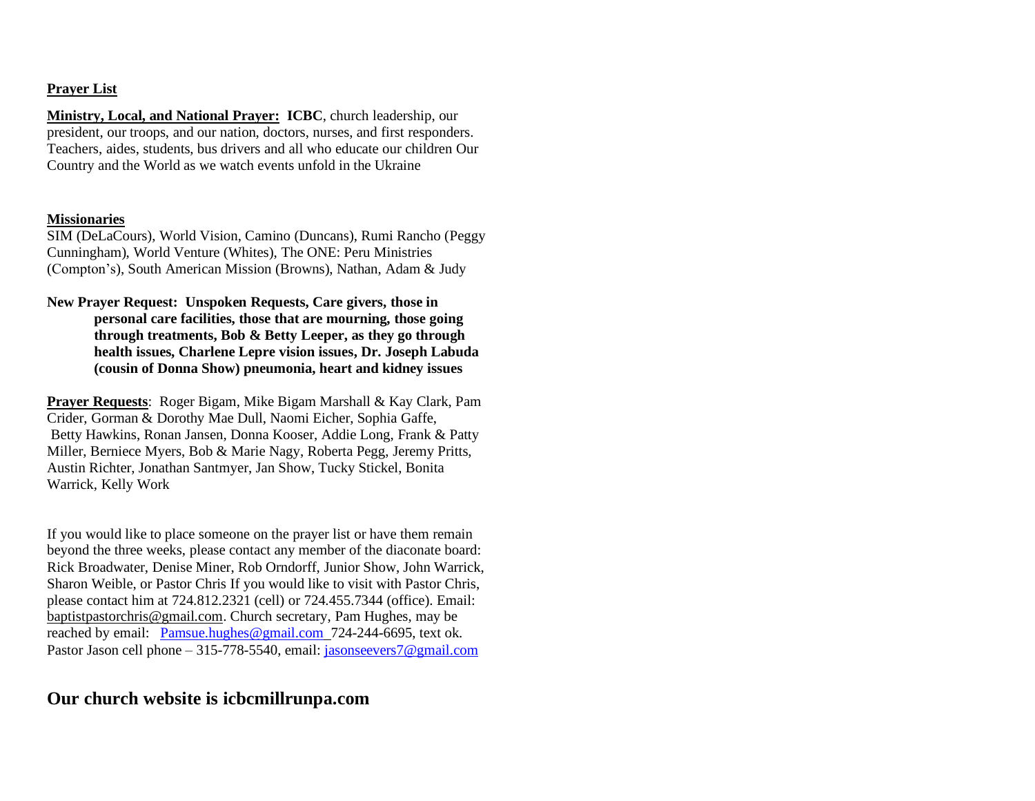**Prayer List**

**Ministry, Local, and National Prayer: ICBC**, church leadership, our president, our troops, and our nation, doctors, nurses, and first responders. Teachers, aides, students, bus drivers and all who educate our children Our Country and the World as we watch events unfold in the Ukraine

**Missionaries**

SIM (DeLaCours), World Vision, Camino (Duncans), Rumi Rancho (Peggy Cunningham), World Venture (Whites), The ONE: Peru Ministries (Compton's), South American Mission (Browns), Nathan, Adam & Judy

**New Prayer Request: Unspoken Requests, Care givers, those in personal care facilities, those that are mourning, those going through treatments, Bob & Betty Leeper, as they go through health issues, Charlene Lepre vision issues, Dr. Joseph Labuda (cousin of Donna Show) pneumonia, heart and kidney issues**

**Prayer Requests**: Roger Bigam, Mike Bigam Marshall & Kay Clark, Pam Crider, Gorman & Dorothy Mae Dull, Naomi Eicher, Sophia Gaffe, Betty Hawkins, Ronan Jansen, Donna Kooser, Addie Long, Frank & Patty Miller, Berniece Myers, Bob & Marie Nagy, Roberta Pegg, Jeremy Pritts, Austin Richter, Jonathan Santmyer, Jan Show, Tucky Stickel, Bonita Warrick, Kelly Work

If you would like to place someone on the prayer list or have them remain beyond the three weeks, please contact any member of the diaconate board: Rick Broadwater, Denise Miner, Rob Orndorff, Junior Show, John Warrick, Sharon Weible, or Pastor Chris If you would like to visit with Pastor Chris, please contact him at 724.812.2321 (cell) or 724.455.7344 (office). Email: baptistpastorchris@gmail.com. Church secretary, Pam Hughes, may be reached by email: Pamsue.hughes@gmail.com 724-244-6695, text ok. Pastor Jason cell phone – 315-778-5540, email: jasonseevers7@gmail.com

## Our church website is icbcmillrunpa.com